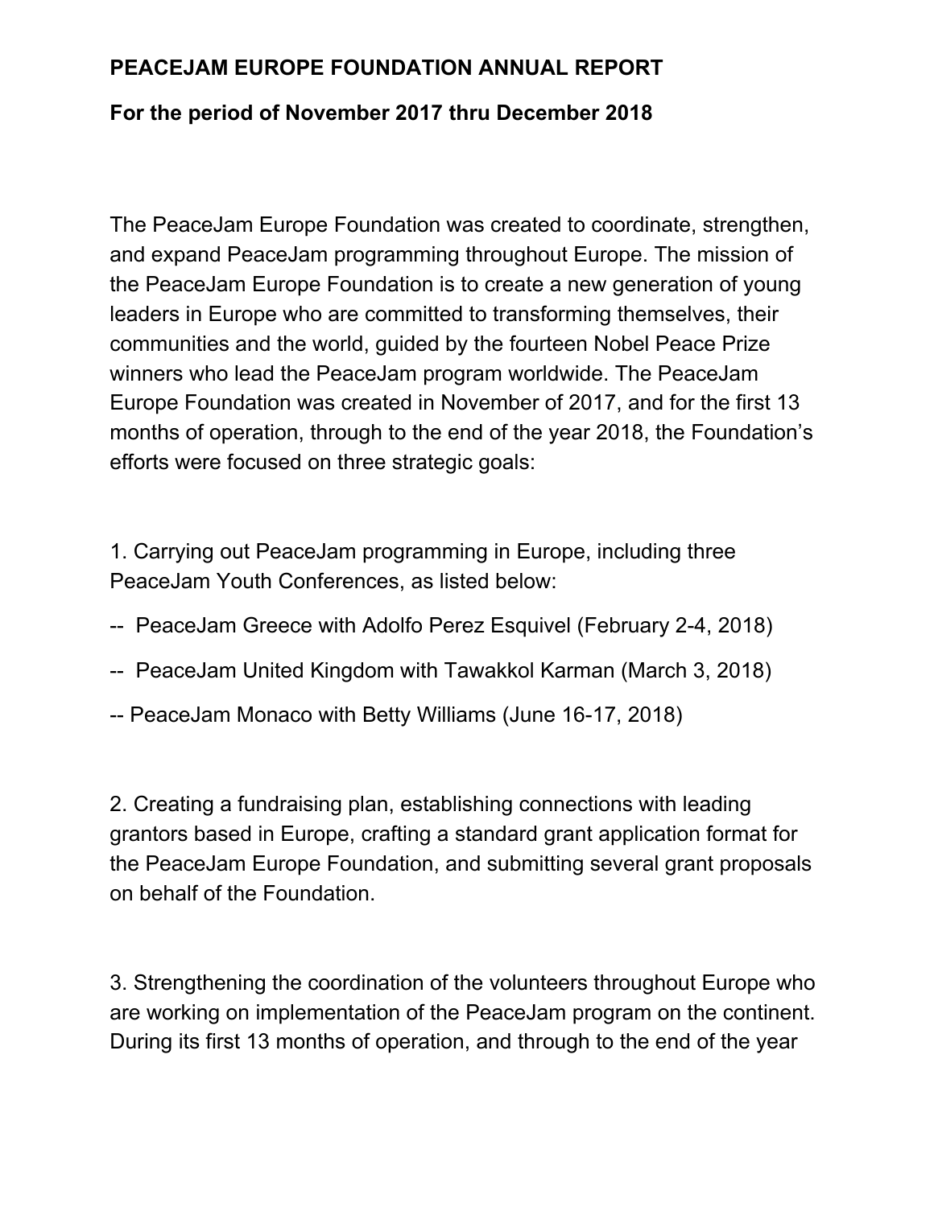# PEACEJAM EUROPE FOUNDATION ANNUAL REPORT

## For the period of November 2017 thru December 2018

The PeaceJam Europe Foundation was created to coordinate, strengthen, and expand PeaceJam programming throughout Europe. The mission of the PeaceJam Europe Foundation is to create a new generation of young leaders in Europe who are committed to transforming themselves, their communities and the world, guided by the fourteen Nobel Peace Prize winners who lead the PeaceJam program worldwide. The PeaceJam Europe Foundation was created in November of 2017, and for the first 13 months of operation, through to the end of the year 2018, the Foundation's efforts were focused on three strategic goals:

1. Carrying out PeaceJam programming in Europe, including three PeaceJam Youth Conferences, as listed below:

-- PeaceJam Greece with Adolfo Perez Esquivel (February 2-4, 2018)

-- PeaceJam United Kingdom with Tawakkol Karman (March 3, 2018)

-- PeaceJam Monaco with Betty Williams (June 16-17, 2018)

2. Creating a fundraising plan, establishing connections with leading grantors based in Europe, crafting a standard grant application format for the PeaceJam Europe Foundation, and submitting several grant proposals on behalf of the Foundation.

3. Strengthening the coordination of the volunteers throughout Europe who are working on implementation of the PeaceJam program on the continent. During its first 13 months of operation, and through to the end of the year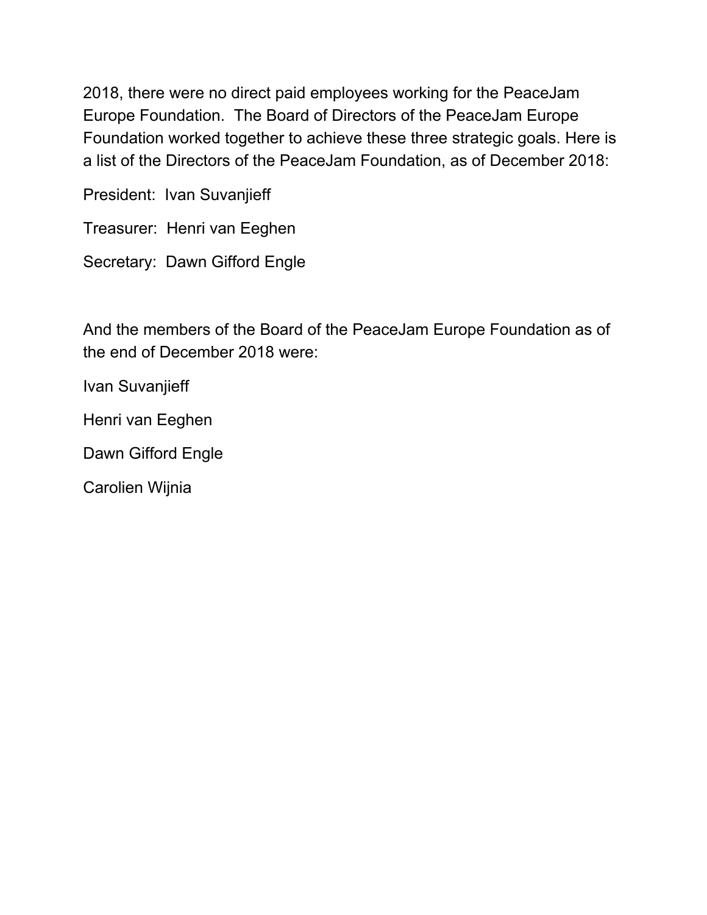2018, there were no direct paid employees working for the PeaceJam Europe Foundation. The Board of Directors of the PeaceJam Europe Foundation worked together to achieve these three strategic goals. Here is a list of the Directors of the PeaceJam Foundation, as of December 2018:

President: Ivan Suvanjieff

Treasurer: Henri van Eeghen

Secretary: Dawn Gifford Engle

And the members of the Board of the PeaceJam Europe Foundation as of the end of December 2018 were:

Ivan Suvanjieff

Henri van Eeghen

Dawn Gifford Engle

Carolien Wijnia